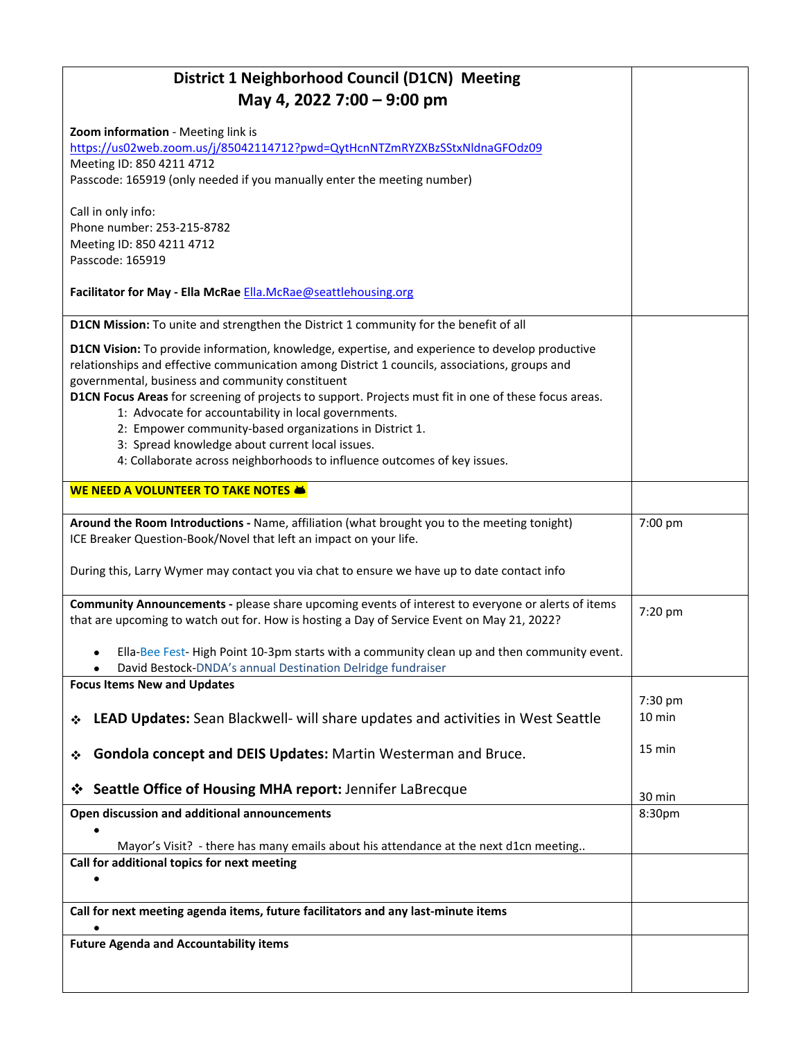# District 1 Neighborhood Council (D1CN) Meeting
## May 4, 2022 7:00 – 9:00 pm

**Zoom information** - Meeting link is
https://us02web.zoom.us/j/85042114712?pwd=QytHcnNTZmRYZXBzSStxNldnaGFOdz09
Meeting ID: 850 4211 4712
Passcode: 165919 (only needed if you manually enter the meeting number)

Call in only info:
Phone number: 253-215-8782
Meeting ID: 850 4211 4712
Passcode: 165919

**Facilitator for May - Ella McRae** Ella.McRae@seattlehousing.org

**D1CN Mission:** To unite and strengthen the District 1 community for the benefit of all

**D1CN Vision:** To provide information, knowledge, expertise, and experience to develop productive relationships and effective communication among District 1 councils, associations, groups and governmental, business and community constituent

**D1CN Focus Areas** for screening of projects to support. Projects must fit in one of these focus areas.

1: Advocate for accountability in local governments.
2: Empower community-based organizations in District 1.
3: Spread knowledge about current local issues.
4: Collaborate across neighborhoods to influence outcomes of key issues.

**WE NEED A VOLUNTEER TO TAKE NOTES**

| Agenda Item | Time |
|---|---|
| **Around the Room Introductions -** Name, affiliation (what brought you to the meeting tonight) ICE Breaker Question-Book/Novel that left an impact on your life.<br><br>During this, Larry Wymer may contact you via chat to ensure we have up to date contact info | 7:00 pm |
| **Community Announcements -** please share upcoming events of interest to everyone or alerts of items that are upcoming to watch out for. How is hosting a Day of Service Event on May 21, 2022?<br><br>• Ella-Bee Fest- High Point 10-3pm starts with a community clean up and then community event.<br>• David Bestock-DNDA's annual Destination Delridge fundraiser | 7:20 pm |
| **Focus Items New and Updates** | 7:30 pm |
| ❖ **LEAD Updates:** Sean Blackwell- will share updates and activities in West Seattle | 10 min |
| ❖ **Gondola concept and DEIS Updates:** Martin Westerman and Bruce. | 15 min |
| ❖ **Seattle Office of Housing MHA report:** Jennifer LaBrecque | 30 min |
| **Open discussion and additional announcements**<br>• Mayor's Visit? - there has many emails about his attendance at the next d1cn meeting.. | 8:30pm |
| **Call for additional topics for next meeting**<br>• | |
| **Call for next meeting agenda items, future facilitators and any last-minute items**<br>• | |
| **Future Agenda and Accountability items** | |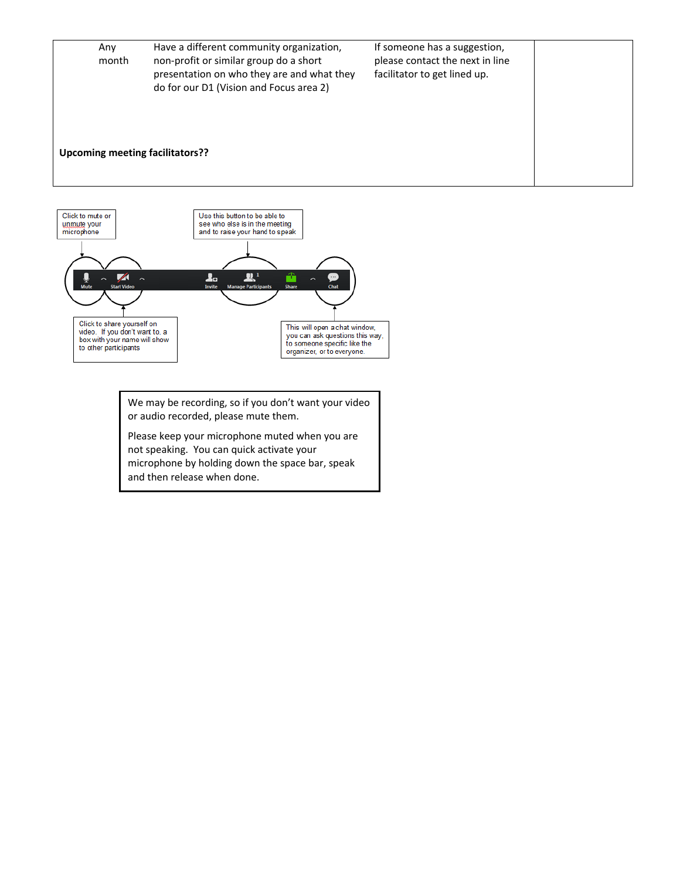| | | | |
|---|---|---|---|
| Any month | Have a different community organization, non-profit or similar group do a short presentation on who they are and what they do for our D1 (Vision and Focus area 2) | If someone has a suggestion, please contact the next in line facilitator to get lined up. | |
| **Upcoming meeting facilitators??** | | | |

Click to mute or unmute your microphone

Use this button to be able to see who else is in the meeting and to raise your hand to speak

Mute Start Video Invite Manage Participants Share Chat

Click to share yourself on video. If you don't want to, a box with your name will show to other participants

This will open a chat window, you can ask questions this way, to someone specific like the organizer, or to everyone.

We may be recording, so if you don't want your video or audio recorded, please mute them.

Please keep your microphone muted when you are not speaking. You can quick activate your microphone by holding down the space bar, speak and then release when done.